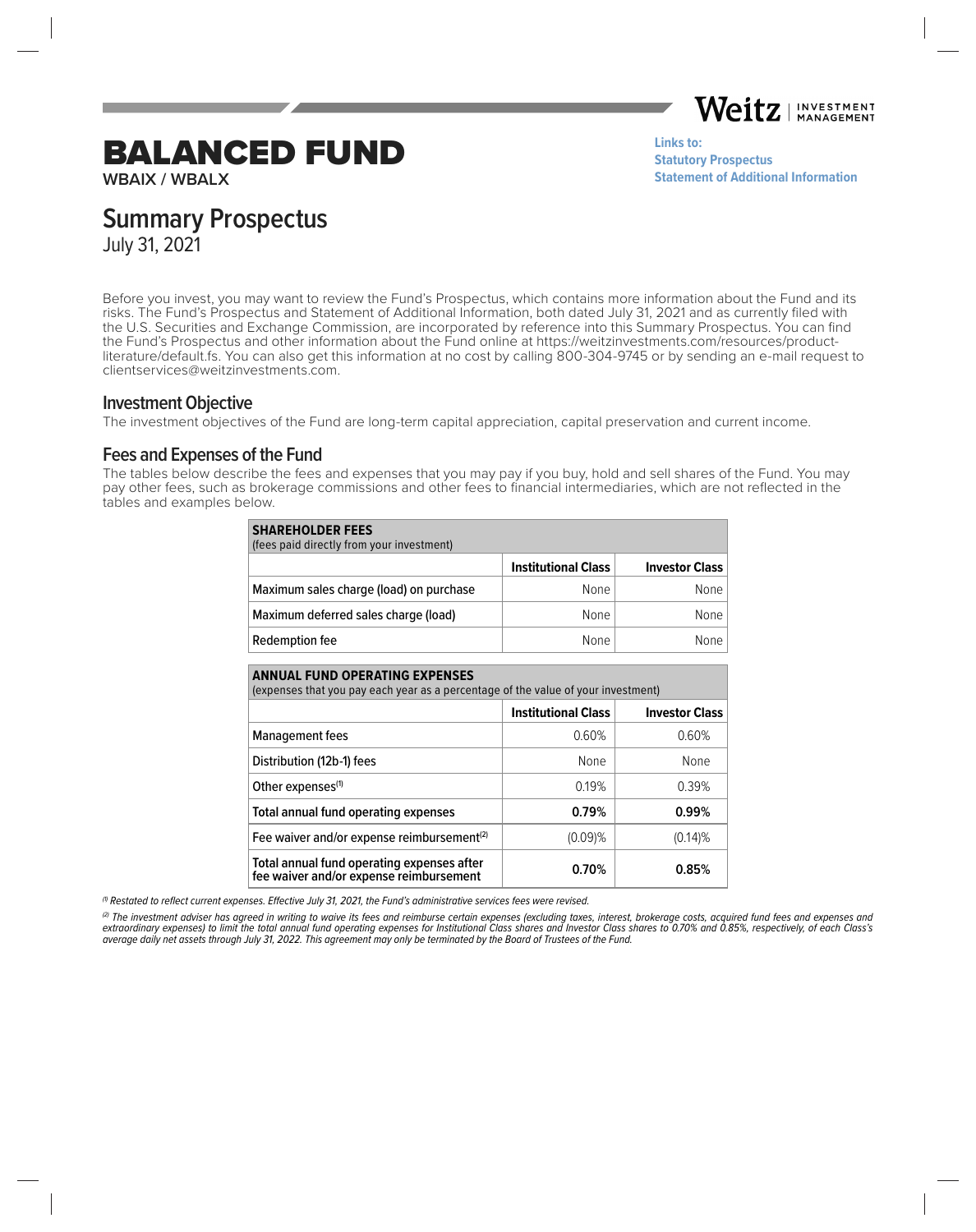# BALANCED FUND

**WBAIX / WBALX**

Weitz | INVESTMENT MANAGEMENT

**Links to:**
**Statutory Prospectus**
**Statement of Additional Information**

## Summary Prospectus

July 31, 2021

Before you invest, you may want to review the Fund's Prospectus, which contains more information about the Fund and its risks. The Fund's Prospectus and Statement of Additional Information, both dated July 31, 2021 and as currently filed with the U.S. Securities and Exchange Commission, are incorporated by reference into this Summary Prospectus. You can find the Fund's Prospectus and other information about the Fund online at https://weitzinvestments.com/resources/product-literature/default.fs. You can also get this information at no cost by calling 800-304-9745 or by sending an e-mail request to clientservices@weitzinvestments.com.

### Investment Objective

The investment objectives of the Fund are long-term capital appreciation, capital preservation and current income.

### Fees and Expenses of the Fund

The tables below describe the fees and expenses that you may pay if you buy, hold and sell shares of the Fund. You may pay other fees, such as brokerage commissions and other fees to financial intermediaries, which are not reflected in the tables and examples below.

| **SHAREHOLDER FEES** (fees paid directly from your investment) | | |
|---|---|---|
| | **Institutional Class** | **Investor Class** |
| Maximum sales charge (load) on purchase | None | None |
| Maximum deferred sales charge (load) | None | None |
| Redemption fee | None | None |

| **ANNUAL FUND OPERATING EXPENSES** (expenses that you pay each year as a percentage of the value of your investment) | | |
|---|---|---|
| | **Institutional Class** | **Investor Class** |
| Management fees | 0.60% | 0.60% |
| Distribution (12b-1) fees | None | None |
| Other expenses[1] | 0.19% | 0.39% |
| **Total annual fund operating expenses** | **0.79%** | **0.99%** |
| Fee waiver and/or expense reimbursement[2] | (0.09)% | (0.14)% |
| **Total annual fund operating expenses after fee waiver and/or expense reimbursement** | **0.70%** | **0.85%** |

*[1] Restated to reflect current expenses. Effective July 31, 2021, the Fund's administrative services fees were revised.*

*[2] The investment adviser has agreed in writing to waive its fees and reimburse certain expenses (excluding taxes, interest, brokerage costs, acquired fund fees and expenses and extraordinary expenses) to limit the total annual fund operating expenses for Institutional Class shares and Investor Class shares to 0.70% and 0.85%, respectively, of each Class's average daily net assets through July 31, 2022. This agreement may only be terminated by the Board of Trustees of the Fund.*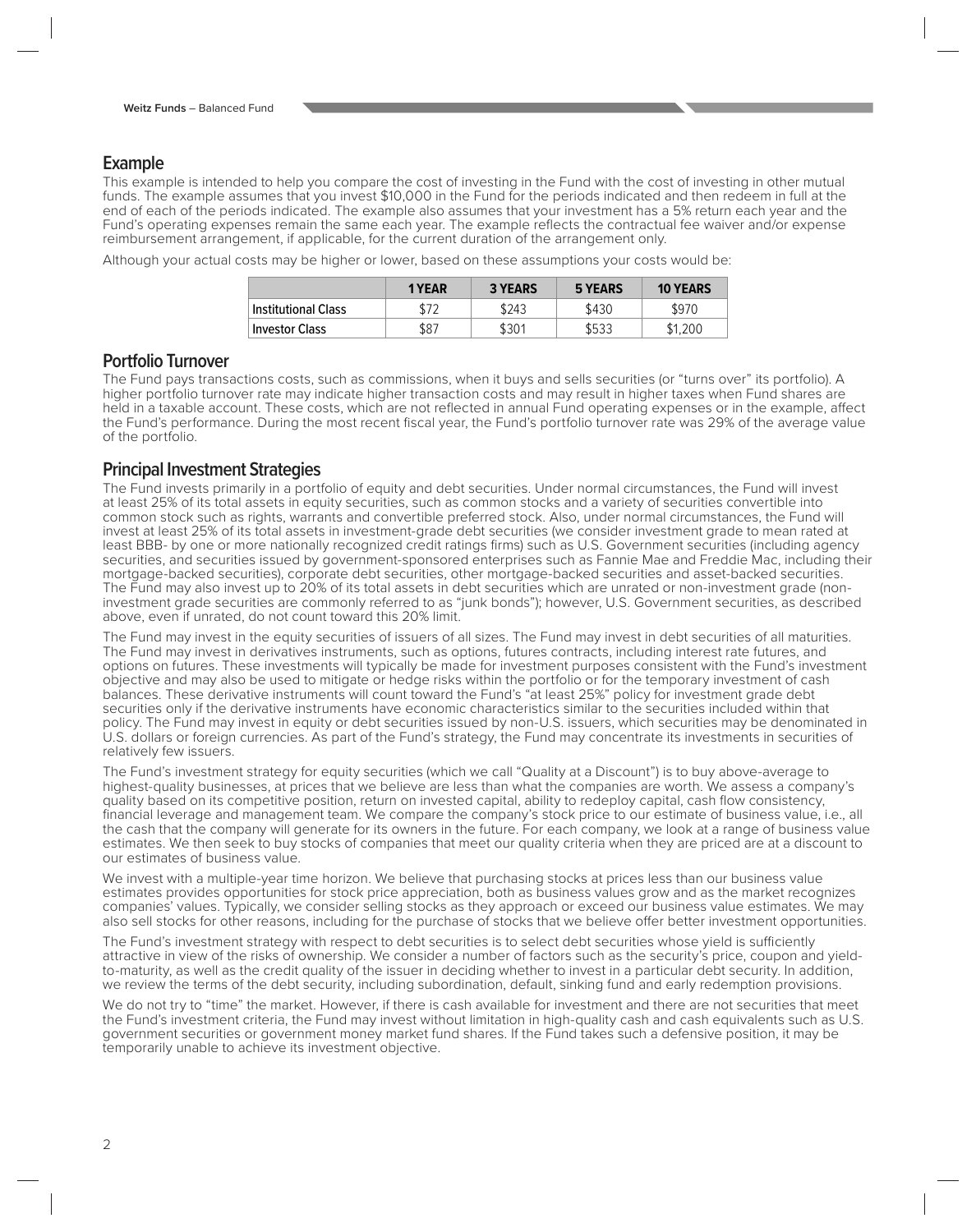## Example

This example is intended to help you compare the cost of investing in the Fund with the cost of investing in other mutual funds. The example assumes that you invest $10,000 in the Fund for the periods indicated and then redeem in full at the end of each of the periods indicated. The example also assumes that your investment has a 5% return each year and the Fund's operating expenses remain the same each year. The example reflects the contractual fee waiver and/or expense reimbursement arrangement, if applicable, for the current duration of the arrangement only.

Although your actual costs may be higher or lower, based on these assumptions your costs would be:

| | 1 YEAR | 3 YEARS | 5 YEARS | 10 YEARS |
|---|---|---|---|---|
| Institutional Class | $72 | $243 | $430 | $970 |
| Investor Class | $87 | $301 | $533 | $1,200 |

## Portfolio Turnover

The Fund pays transactions costs, such as commissions, when it buys and sells securities (or "turns over" its portfolio). A higher portfolio turnover rate may indicate higher transaction costs and may result in higher taxes when Fund shares are held in a taxable account. These costs, which are not reflected in annual Fund operating expenses or in the example, affect the Fund's performance. During the most recent fiscal year, the Fund's portfolio turnover rate was 29% of the average value of the portfolio.

## Principal Investment Strategies

The Fund invests primarily in a portfolio of equity and debt securities. Under normal circumstances, the Fund will invest at least 25% of its total assets in equity securities, such as common stocks and a variety of securities convertible into common stock such as rights, warrants and convertible preferred stock. Also, under normal circumstances, the Fund will invest at least 25% of its total assets in investment-grade debt securities (we consider investment grade to mean rated at least BBB- by one or more nationally recognized credit ratings firms) such as U.S. Government securities (including agency securities, and securities issued by government-sponsored enterprises such as Fannie Mae and Freddie Mac, including their mortgage-backed securities), corporate debt securities, other mortgage-backed securities and asset-backed securities. The Fund may also invest up to 20% of its total assets in debt securities which are unrated or non-investment grade (non-investment grade securities are commonly referred to as "junk bonds"); however, U.S. Government securities, as described above, even if unrated, do not count toward this 20% limit.

The Fund may invest in the equity securities of issuers of all sizes. The Fund may invest in debt securities of all maturities. The Fund may invest in derivatives instruments, such as options, futures contracts, including interest rate futures, and options on futures. These investments will typically be made for investment purposes consistent with the Fund's investment objective and may also be used to mitigate or hedge risks within the portfolio or for the temporary investment of cash balances. These derivative instruments will count toward the Fund's "at least 25%" policy for investment grade debt securities only if the derivative instruments have economic characteristics similar to the securities included within that policy. The Fund may invest in equity or debt securities issued by non-U.S. issuers, which securities may be denominated in U.S. dollars or foreign currencies. As part of the Fund's strategy, the Fund may concentrate its investments in securities of relatively few issuers.

The Fund's investment strategy for equity securities (which we call "Quality at a Discount") is to buy above-average to highest-quality businesses, at prices that we believe are less than what the companies are worth. We assess a company's quality based on its competitive position, return on invested capital, ability to redeploy capital, cash flow consistency, financial leverage and management team. We compare the company's stock price to our estimate of business value, i.e., all the cash that the company will generate for its owners in the future. For each company, we look at a range of business value estimates. We then seek to buy stocks of companies that meet our quality criteria when they are priced are at a discount to our estimates of business value.

We invest with a multiple-year time horizon. We believe that purchasing stocks at prices less than our business value estimates provides opportunities for stock price appreciation, both as business values grow and as the market recognizes companies' values. Typically, we consider selling stocks as they approach or exceed our business value estimates. We may also sell stocks for other reasons, including for the purchase of stocks that we believe offer better investment opportunities.

The Fund's investment strategy with respect to debt securities is to select debt securities whose yield is sufficiently attractive in view of the risks of ownership. We consider a number of factors such as the security's price, coupon and yield-to-maturity, as well as the credit quality of the issuer in deciding whether to invest in a particular debt security. In addition, we review the terms of the debt security, including subordination, default, sinking fund and early redemption provisions.

We do not try to "time" the market. However, if there is cash available for investment and there are not securities that meet the Fund's investment criteria, the Fund may invest without limitation in high-quality cash and cash equivalents such as U.S. government securities or government money market fund shares. If the Fund takes such a defensive position, it may be temporarily unable to achieve its investment objective.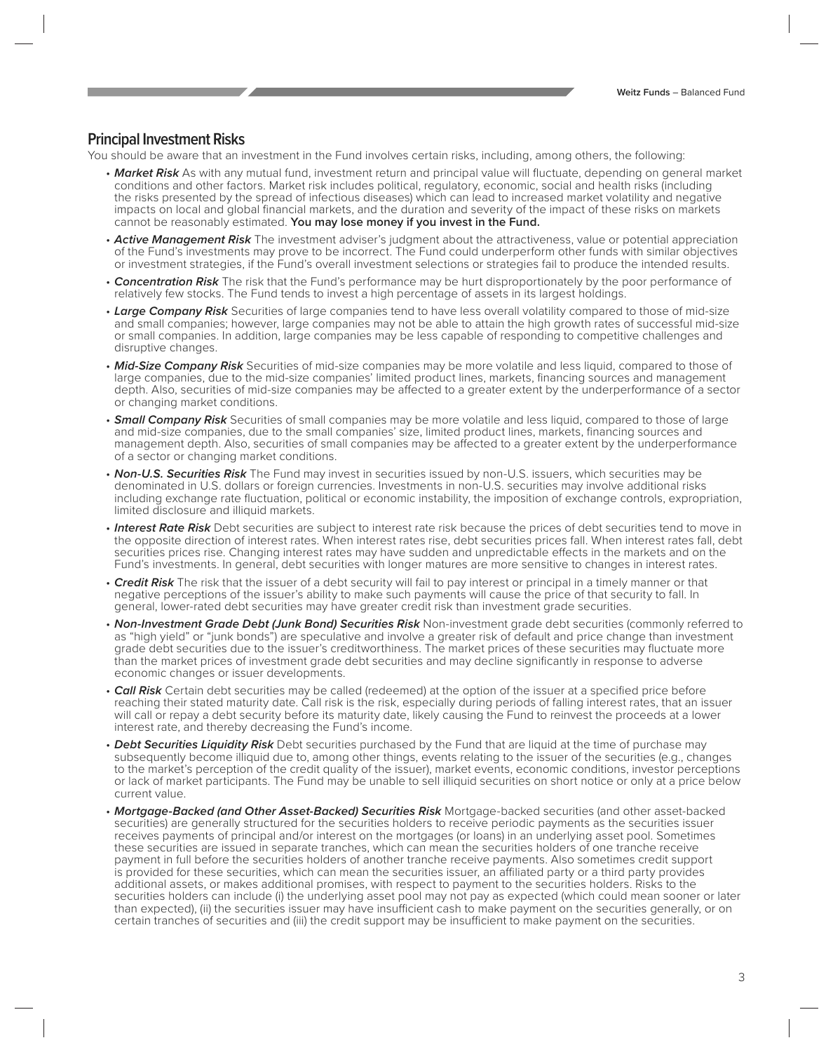## Principal Investment Risks

You should be aware that an investment in the Fund involves certain risks, including, among others, the following:

- ***Market Risk*** As with any mutual fund, investment return and principal value will fluctuate, depending on general market conditions and other factors. Market risk includes political, regulatory, economic, social and health risks (including the risks presented by the spread of infectious diseases) which can lead to increased market volatility and negative impacts on local and global financial markets, and the duration and severity of the impact of these risks on markets cannot be reasonably estimated. **You may lose money if you invest in the Fund.**
- ***Active Management Risk*** The investment adviser's judgment about the attractiveness, value or potential appreciation of the Fund's investments may prove to be incorrect. The Fund could underperform other funds with similar objectives or investment strategies, if the Fund's overall investment selections or strategies fail to produce the intended results.
- ***Concentration Risk*** The risk that the Fund's performance may be hurt disproportionately by the poor performance of relatively few stocks. The Fund tends to invest a high percentage of assets in its largest holdings.
- ***Large Company Risk*** Securities of large companies tend to have less overall volatility compared to those of mid-size and small companies; however, large companies may not be able to attain the high growth rates of successful mid-size or small companies. In addition, large companies may be less capable of responding to competitive challenges and disruptive changes.
- ***Mid-Size Company Risk*** Securities of mid-size companies may be more volatile and less liquid, compared to those of large companies, due to the mid-size companies' limited product lines, markets, financing sources and management depth. Also, securities of mid-size companies may be affected to a greater extent by the underperformance of a sector or changing market conditions.
- ***Small Company Risk*** Securities of small companies may be more volatile and less liquid, compared to those of large and mid-size companies, due to the small companies' size, limited product lines, markets, financing sources and management depth. Also, securities of small companies may be affected to a greater extent by the underperformance of a sector or changing market conditions.
- ***Non-U.S. Securities Risk*** The Fund may invest in securities issued by non-U.S. issuers, which securities may be denominated in U.S. dollars or foreign currencies. Investments in non-U.S. securities may involve additional risks including exchange rate fluctuation, political or economic instability, the imposition of exchange controls, expropriation, limited disclosure and illiquid markets.
- ***Interest Rate Risk*** Debt securities are subject to interest rate risk because the prices of debt securities tend to move in the opposite direction of interest rates. When interest rates rise, debt securities prices fall. When interest rates fall, debt securities prices rise. Changing interest rates may have sudden and unpredictable effects in the markets and on the Fund's investments. In general, debt securities with longer matures are more sensitive to changes in interest rates.
- ***Credit Risk*** The risk that the issuer of a debt security will fail to pay interest or principal in a timely manner or that negative perceptions of the issuer's ability to make such payments will cause the price of that security to fall. In general, lower-rated debt securities may have greater credit risk than investment grade securities.
- ***Non-Investment Grade Debt (Junk Bond) Securities Risk*** Non-investment grade debt securities (commonly referred to as "high yield" or "junk bonds") are speculative and involve a greater risk of default and price change than investment grade debt securities due to the issuer's creditworthiness. The market prices of these securities may fluctuate more than the market prices of investment grade debt securities and may decline significantly in response to adverse economic changes or issuer developments.
- ***Call Risk*** Certain debt securities may be called (redeemed) at the option of the issuer at a specified price before reaching their stated maturity date. Call risk is the risk, especially during periods of falling interest rates, that an issuer will call or repay a debt security before its maturity date, likely causing the Fund to reinvest the proceeds at a lower interest rate, and thereby decreasing the Fund's income.
- ***Debt Securities Liquidity Risk*** Debt securities purchased by the Fund that are liquid at the time of purchase may subsequently become illiquid due to, among other things, events relating to the issuer of the securities (e.g., changes to the market's perception of the credit quality of the issuer), market events, economic conditions, investor perceptions or lack of market participants. The Fund may be unable to sell illiquid securities on short notice or only at a price below current value.
- ***Mortgage-Backed (and Other Asset-Backed) Securities Risk*** Mortgage-backed securities (and other asset-backed securities) are generally structured for the securities holders to receive periodic payments as the securities issuer receives payments of principal and/or interest on the mortgages (or loans) in an underlying asset pool. Sometimes these securities are issued in separate tranches, which can mean the securities holders of one tranche receive payment in full before the securities holders of another tranche receive payments. Also sometimes credit support is provided for these securities, which can mean the securities issuer, an affiliated party or a third party provides additional assets, or makes additional promises, with respect to payment to the securities holders. Risks to the securities holders can include (i) the underlying asset pool may not pay as expected (which could mean sooner or later than expected), (ii) the securities issuer may have insufficient cash to make payment on the securities generally, or on certain tranches of securities and (iii) the credit support may be insufficient to make payment on the securities.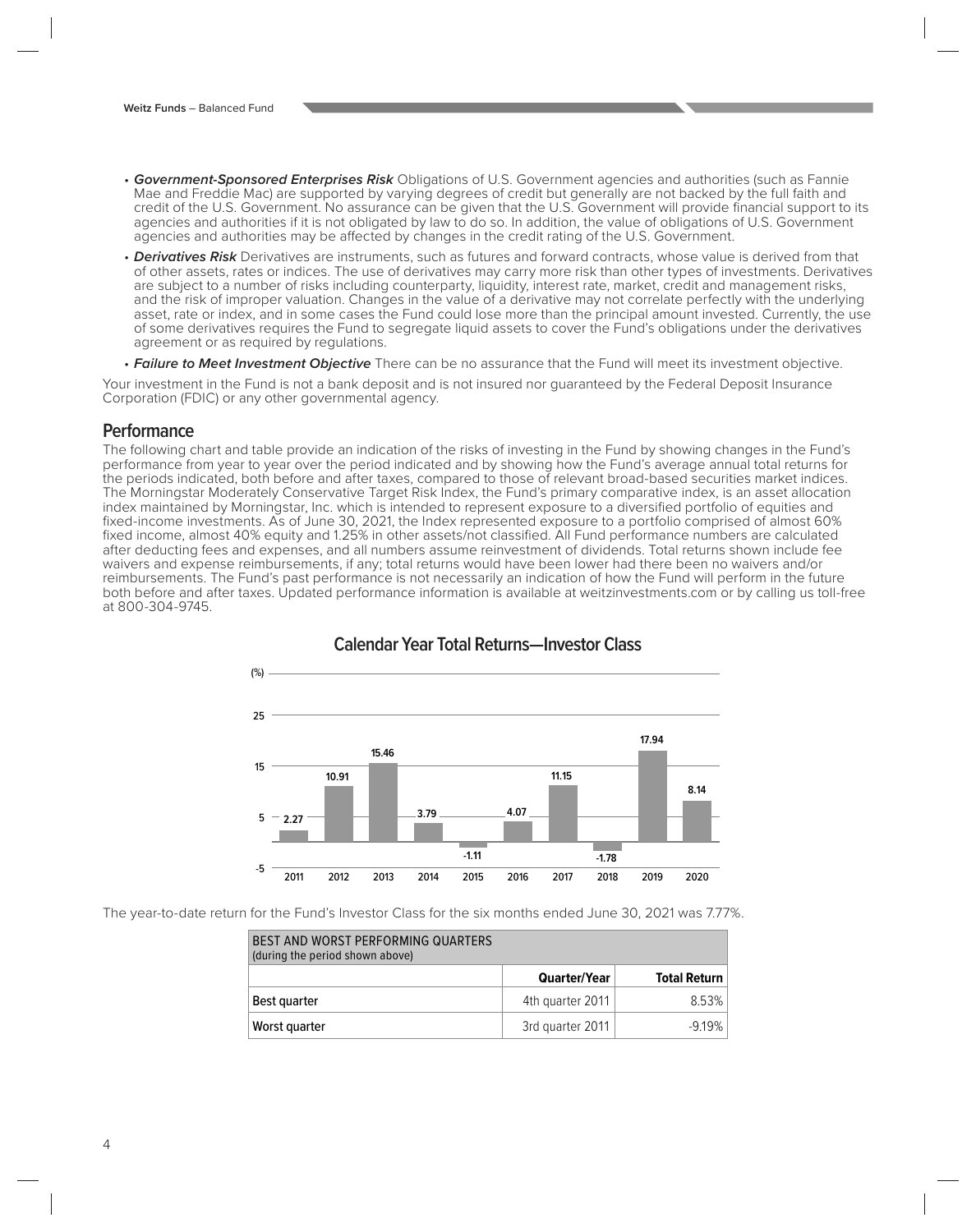- ***Government-Sponsored Enterprises Risk*** Obligations of U.S. Government agencies and authorities (such as Fannie Mae and Freddie Mac) are supported by varying degrees of credit but generally are not backed by the full faith and credit of the U.S. Government. No assurance can be given that the U.S. Government will provide financial support to its agencies and authorities if it is not obligated by law to do so. In addition, the value of obligations of U.S. Government agencies and authorities may be affected by changes in the credit rating of the U.S. Government.
- ***Derivatives Risk*** Derivatives are instruments, such as futures and forward contracts, whose value is derived from that of other assets, rates or indices. The use of derivatives may carry more risk than other types of investments. Derivatives are subject to a number of risks including counterparty, liquidity, interest rate, market, credit and management risks, and the risk of improper valuation. Changes in the value of a derivative may not correlate perfectly with the underlying asset, rate or index, and in some cases the Fund could lose more than the principal amount invested. Currently, the use of some derivatives requires the Fund to segregate liquid assets to cover the Fund's obligations under the derivatives agreement or as required by regulations.
- ***Failure to Meet Investment Objective*** There can be no assurance that the Fund will meet its investment objective.

Your investment in the Fund is not a bank deposit and is not insured nor guaranteed by the Federal Deposit Insurance Corporation (FDIC) or any other governmental agency.

## Performance

The following chart and table provide an indication of the risks of investing in the Fund by showing changes in the Fund's performance from year to year over the period indicated and by showing how the Fund's average annual total returns for the periods indicated, both before and after taxes, compared to those of relevant broad-based securities market indices. The Morningstar Moderately Conservative Target Risk Index, the Fund's primary comparative index, is an asset allocation index maintained by Morningstar, Inc. which is intended to represent exposure to a diversified portfolio of equities and fixed-income investments. As of June 30, 2021, the Index represented exposure to a portfolio comprised of almost 60% fixed income, almost 40% equity and 1.25% in other assets/not classified. All Fund performance numbers are calculated after deducting fees and expenses, and all numbers assume reinvestment of dividends. Total returns shown include fee waivers and expense reimbursements, if any; total returns would have been lower had there been no waivers and/or reimbursements. The Fund's past performance is not necessarily an indication of how the Fund will perform in the future both before and after taxes. Updated performance information is available at weitzinvestments.com or by calling us toll-free at 800-304-9745.

### Calendar Year Total Returns—Investor Class

| Year | 2011 | 2012 | 2013 | 2014 | 2015 | 2016 | 2017 | 2018 | 2019 | 2020 |
|---|---|---|---|---|---|---|---|---|---|---|
| (%) | 2.27 | 10.91 | 15.46 | 3.79 | -1.11 | 4.07 | 11.15 | -1.78 | 17.94 | 8.14 |

The year-to-date return for the Fund's Investor Class for the six months ended June 30, 2021 was 7.77%.

| BEST AND WORST PERFORMING QUARTERS (during the period shown above) | | |
|---|---|---|
| | Quarter/Year | Total Return |
| Best quarter | 4th quarter 2011 | 8.53% |
| Worst quarter | 3rd quarter 2011 | -9.19% |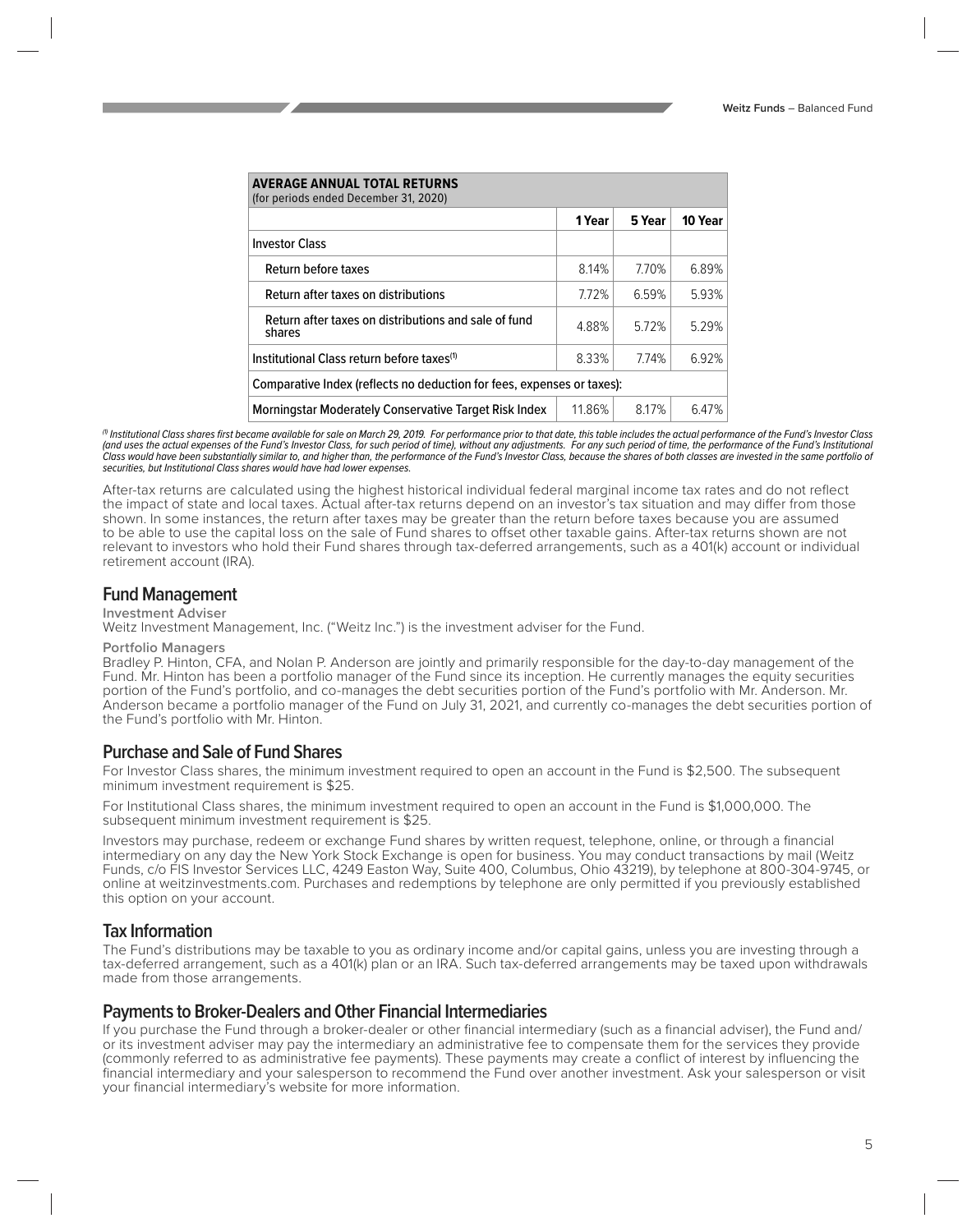| AVERAGE ANNUAL TOTAL RETURNS (for periods ended December 31, 2020) | 1 Year | 5 Year | 10 Year |
|---|---|---|---|
| Investor Class | | | |
| Return before taxes | 8.14% | 7.70% | 6.89% |
| Return after taxes on distributions | 7.72% | 6.59% | 5.93% |
| Return after taxes on distributions and sale of fund shares | 4.88% | 5.72% | 5.29% |
| Institutional Class return before taxes[1] | 8.33% | 7.74% | 6.92% |
| Comparative Index (reflects no deduction for fees, expenses or taxes): | | | |
| Morningstar Moderately Conservative Target Risk Index | 11.86% | 8.17% | 6.47% |

*[1] Institutional Class shares first became available for sale on March 29, 2019. For performance prior to that date, this table includes the actual performance of the Fund's Investor Class (and uses the actual expenses of the Fund's Investor Class, for such period of time), without any adjustments. For any such period of time, the performance of the Fund's Institutional Class would have been substantially similar to, and higher than, the performance of the Fund's Investor Class, because the shares of both classes are invested in the same portfolio of securities, but Institutional Class shares would have had lower expenses.*

After-tax returns are calculated using the highest historical individual federal marginal income tax rates and do not reflect the impact of state and local taxes. Actual after-tax returns depend on an investor's tax situation and may differ from those shown. In some instances, the return after taxes may be greater than the return before taxes because you are assumed to be able to use the capital loss on the sale of Fund shares to offset other taxable gains. After-tax returns shown are not relevant to investors who hold their Fund shares through tax-deferred arrangements, such as a 401(k) account or individual retirement account (IRA).

## Fund Management

### Investment Adviser

Weitz Investment Management, Inc. ("Weitz Inc.") is the investment adviser for the Fund.

### Portfolio Managers

Bradley P. Hinton, CFA, and Nolan P. Anderson are jointly and primarily responsible for the day-to-day management of the Fund. Mr. Hinton has been a portfolio manager of the Fund since its inception. He currently manages the equity securities portion of the Fund's portfolio, and co-manages the debt securities portion of the Fund's portfolio with Mr. Anderson. Mr. Anderson became a portfolio manager of the Fund on July 31, 2021, and currently co-manages the debt securities portion of the Fund's portfolio with Mr. Hinton.

## Purchase and Sale of Fund Shares

For Investor Class shares, the minimum investment required to open an account in the Fund is $2,500. The subsequent minimum investment requirement is $25.

For Institutional Class shares, the minimum investment required to open an account in the Fund is $1,000,000. The subsequent minimum investment requirement is $25.

Investors may purchase, redeem or exchange Fund shares by written request, telephone, online, or through a financial intermediary on any day the New York Stock Exchange is open for business. You may conduct transactions by mail (Weitz Funds, c/o FIS Investor Services LLC, 4249 Easton Way, Suite 400, Columbus, Ohio 43219), by telephone at 800-304-9745, or online at weitzinvestments.com. Purchases and redemptions by telephone are only permitted if you previously established this option on your account.

## Tax Information

The Fund's distributions may be taxable to you as ordinary income and/or capital gains, unless you are investing through a tax-deferred arrangement, such as a 401(k) plan or an IRA. Such tax-deferred arrangements may be taxed upon withdrawals made from those arrangements.

## Payments to Broker-Dealers and Other Financial Intermediaries

If you purchase the Fund through a broker-dealer or other financial intermediary (such as a financial adviser), the Fund and/or its investment adviser may pay the intermediary an administrative fee to compensate them for the services they provide (commonly referred to as administrative fee payments). These payments may create a conflict of interest by influencing the financial intermediary and your salesperson to recommend the Fund over another investment. Ask your salesperson or visit your financial intermediary's website for more information.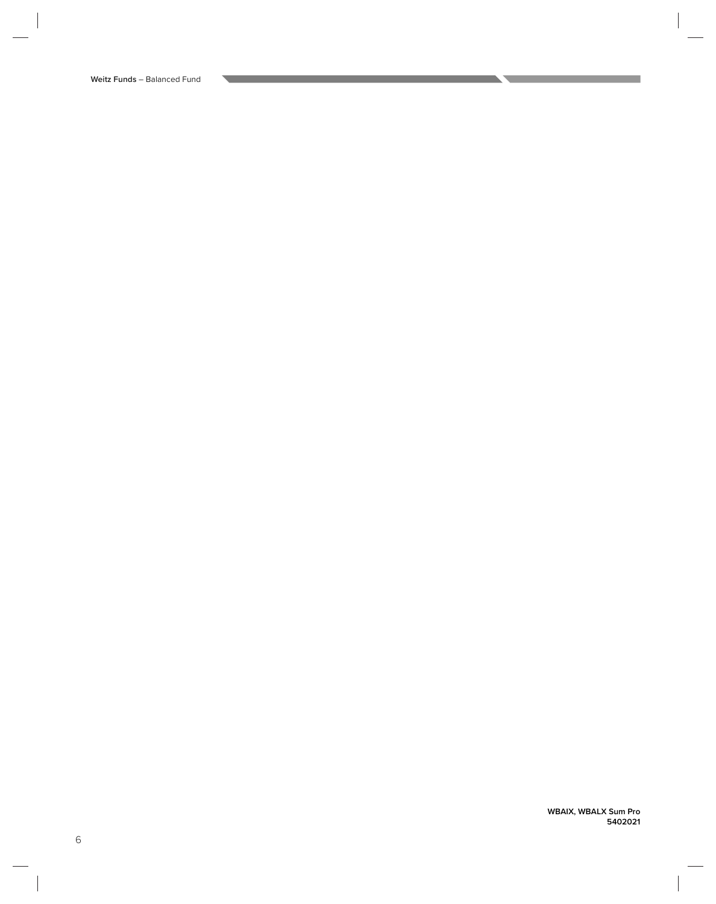**WBAIX, WBALX Sum Pro**
**5402021**